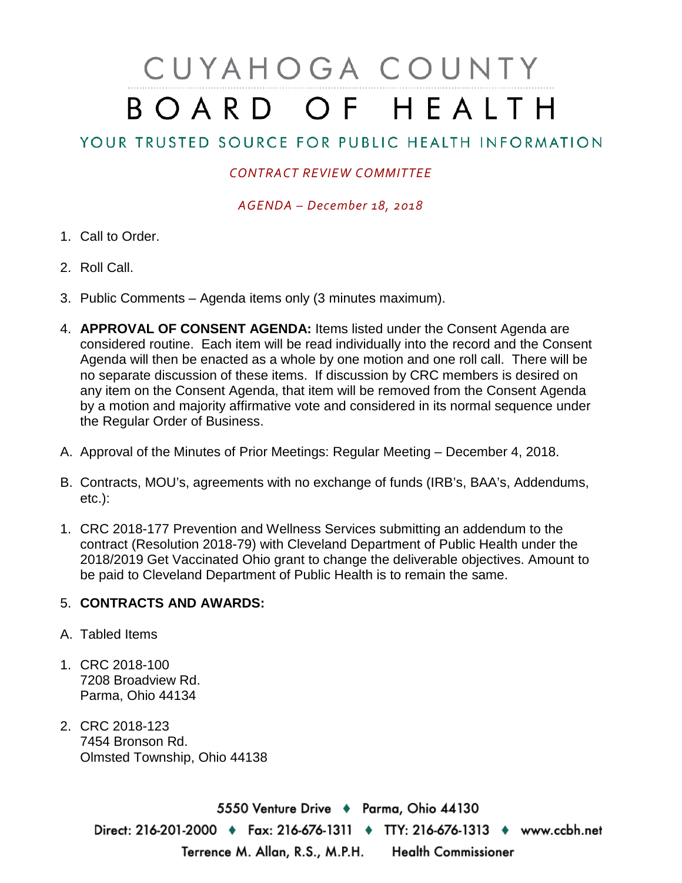# CUYAHOGA COUNTY BOARD OF HEALTH

YOUR TRUSTED SOURCE FOR PUBLIC HEALTH INFORMATION

*CONTRACT REVIEW COMMITTEE*

*AGENDA – December 18, 2018*

1. Call to Order.
2. Roll Call.
3. Public Comments – Agenda items only (3 minutes maximum).
4. **APPROVAL OF CONSENT AGENDA:** Items listed under the Consent Agenda are considered routine. Each item will be read individually into the record and the Consent Agenda will then be enacted as a whole by one motion and one roll call. There will be no separate discussion of these items. If discussion by CRC members is desired on any item on the Consent Agenda, that item will be removed from the Consent Agenda by a motion and majority affirmative vote and considered in its normal sequence under the Regular Order of Business.

A. Approval of the Minutes of Prior Meetings: Regular Meeting – December 4, 2018.

B. Contracts, MOU's, agreements with no exchange of funds (IRB's, BAA's, Addendums, etc.):

1. CRC 2018-177 Prevention and Wellness Services submitting an addendum to the contract (Resolution 2018-79) with Cleveland Department of Public Health under the 2018/2019 Get Vaccinated Ohio grant to change the deliverable objectives. Amount to be paid to Cleveland Department of Public Health is to remain the same.

5. **CONTRACTS AND AWARDS:**

A. Tabled Items

1. CRC 2018-100
   7208 Broadview Rd.
   Parma, Ohio 44134

2. CRC 2018-123
   7454 Bronson Rd.
   Olmsted Township, Ohio 44138

5550 Venture Drive ♦ Parma, Ohio 44130
Direct: 216-201-2000 ♦ Fax: 216-676-1311 ♦ TTY: 216-676-1313 ♦ www.ccbh.net
Terrence M. Allan, R.S., M.P.H. Health Commissioner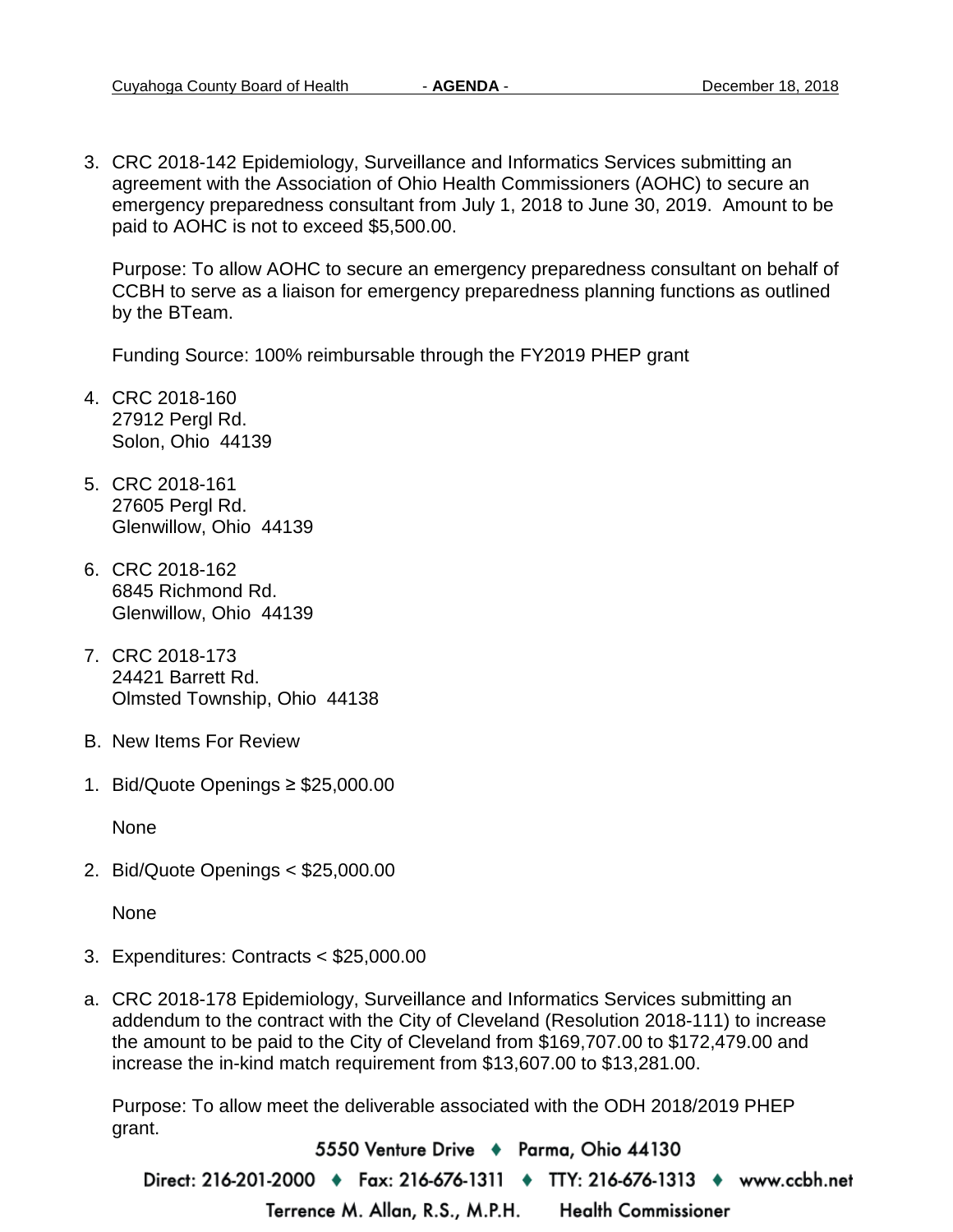3. CRC 2018-142 Epidemiology, Surveillance and Informatics Services submitting an agreement with the Association of Ohio Health Commissioners (AOHC) to secure an emergency preparedness consultant from July 1, 2018 to June 30, 2019. Amount to be paid to AOHC is not to exceed $5,500.00.

   Purpose: To allow AOHC to secure an emergency preparedness consultant on behalf of CCBH to serve as a liaison for emergency preparedness planning functions as outlined by the BTeam.

   Funding Source: 100% reimbursable through the FY2019 PHEP grant

4. CRC 2018-160
   27912 Pergl Rd.
   Solon, Ohio 44139

5. CRC 2018-161
   27605 Pergl Rd.
   Glenwillow, Ohio 44139

6. CRC 2018-162
   6845 Richmond Rd.
   Glenwillow, Ohio 44139

7. CRC 2018-173
   24421 Barrett Rd.
   Olmsted Township, Ohio 44138

B. New Items For Review

1. Bid/Quote Openings ≥ $25,000.00

   None

2. Bid/Quote Openings < $25,000.00

   None

3. Expenditures: Contracts < $25,000.00

a. CRC 2018-178 Epidemiology, Surveillance and Informatics Services submitting an addendum to the contract with the City of Cleveland (Resolution 2018-111) to increase the amount to be paid to the City of Cleveland from $169,707.00 to $172,479.00 and increase the in-kind match requirement from $13,607.00 to $13,281.00.

   Purpose: To allow meet the deliverable associated with the ODH 2018/2019 PHEP grant.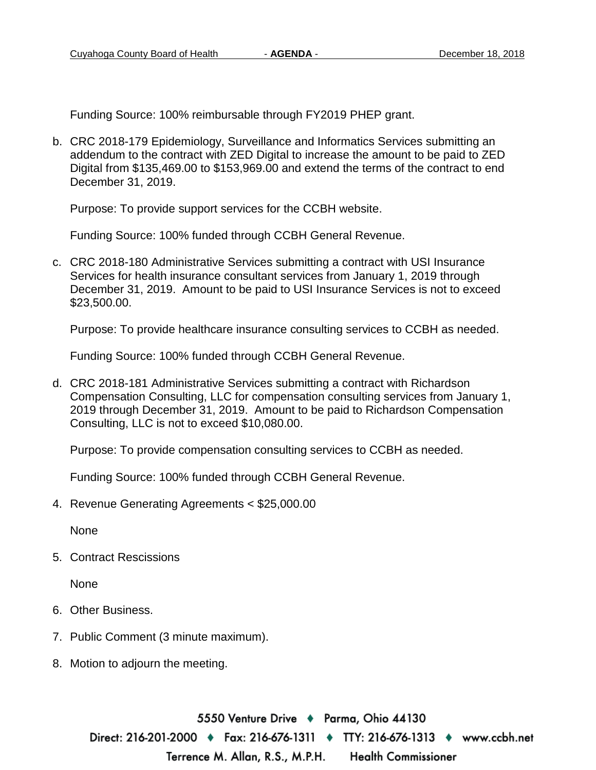Funding Source: 100% reimbursable through FY2019 PHEP grant.

b. CRC 2018-179 Epidemiology, Surveillance and Informatics Services submitting an addendum to the contract with ZED Digital to increase the amount to be paid to ZED Digital from $135,469.00 to $153,969.00 and extend the terms of the contract to end December 31, 2019.

   Purpose: To provide support services for the CCBH website.

   Funding Source: 100% funded through CCBH General Revenue.

c. CRC 2018-180 Administrative Services submitting a contract with USI Insurance Services for health insurance consultant services from January 1, 2019 through December 31, 2019. Amount to be paid to USI Insurance Services is not to exceed $23,500.00.

   Purpose: To provide healthcare insurance consulting services to CCBH as needed.

   Funding Source: 100% funded through CCBH General Revenue.

d. CRC 2018-181 Administrative Services submitting a contract with Richardson Compensation Consulting, LLC for compensation consulting services from January 1, 2019 through December 31, 2019. Amount to be paid to Richardson Compensation Consulting, LLC is not to exceed $10,080.00.

   Purpose: To provide compensation consulting services to CCBH as needed.

   Funding Source: 100% funded through CCBH General Revenue.

4. Revenue Generating Agreements < $25,000.00

   None

5. Contract Rescissions

   None

6. Other Business.

7. Public Comment (3 minute maximum).

8. Motion to adjourn the meeting.

5550 Venture Drive ♦ Parma, Ohio 44130
Direct: 216-201-2000 ♦ Fax: 216-676-1311 ♦ TTY: 216-676-1313 ♦ www.ccbh.net
Terrence M. Allan, R.S., M.P.H. Health Commissioner